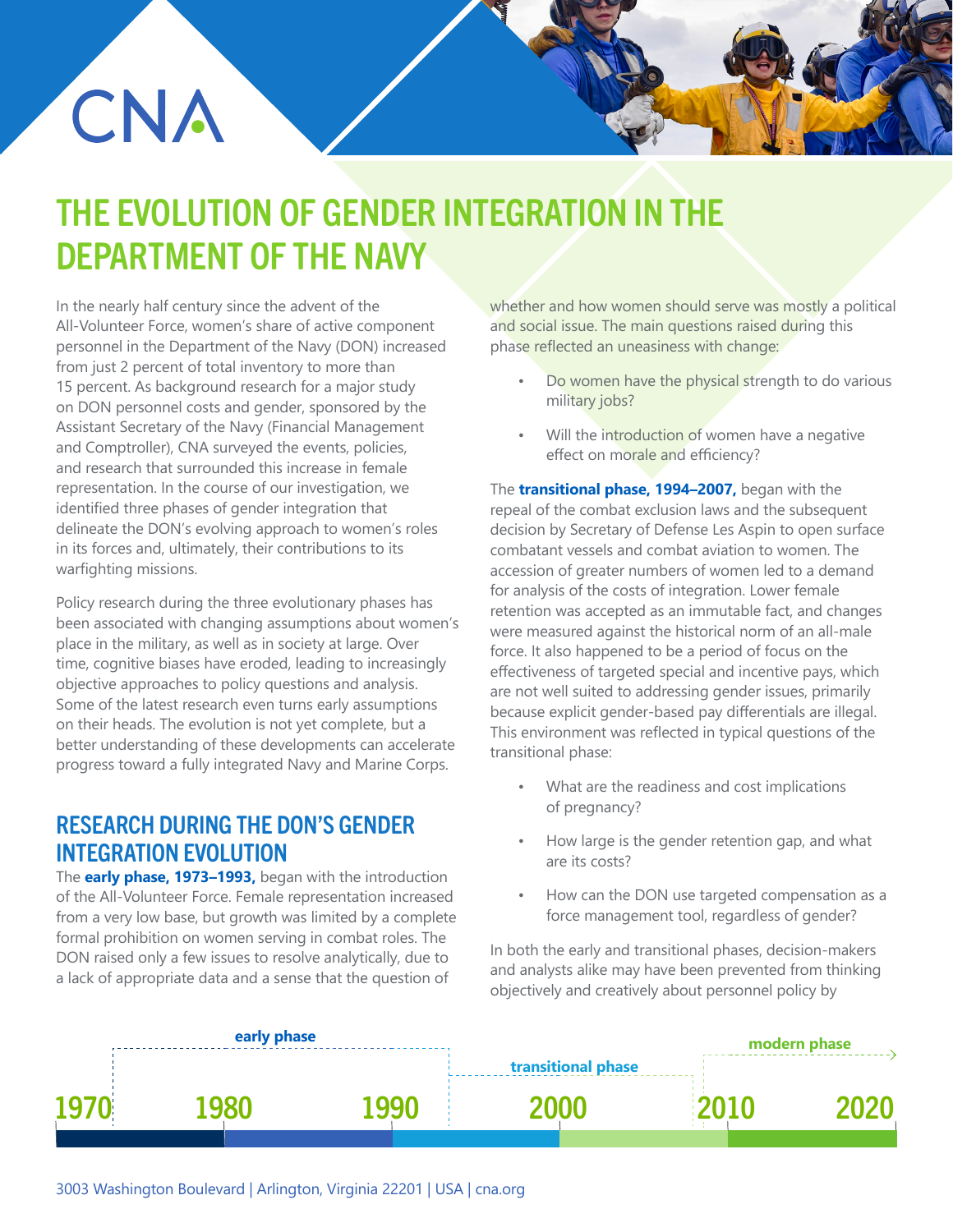CNA

# THE EVOLUTION OF GENDER INTEGRATION IN THE DEPARTMENT OF THE NAVY

In the nearly half century since the advent of the All-Volunteer Force, women's share of active component personnel in the Department of the Navy (DON) increased from just 2 percent of total inventory to more than 15 percent. As background research for a major study on DON personnel costs and gender, sponsored by the Assistant Secretary of the Navy (Financial Management and Comptroller), CNA surveyed the events, policies, and research that surrounded this increase in female representation. In the course of our investigation, we identified three phases of gender integration that delineate the DON's evolving approach to women's roles in its forces and, ultimately, their contributions to its warfighting missions.

Policy research during the three evolutionary phases has been associated with changing assumptions about women's place in the military, as well as in society at large. Over time, cognitive biases have eroded, leading to increasingly objective approaches to policy questions and analysis. Some of the latest research even turns early assumptions on their heads. The evolution is not yet complete, but a better understanding of these developments can accelerate progress toward a fully integrated Navy and Marine Corps.

## RESEARCH DURING THE DON'S GENDER INTEGRATION EVOLUTION

The **early phase, 1973–1993,** began with the introduction of the All-Volunteer Force. Female representation increased from a very low base, but growth was limited by a complete formal prohibition on women serving in combat roles. The DON raised only a few issues to resolve analytically, due to a lack of appropriate data and a sense that the question of whether and how women should serve was mostly a political and social issue. The main questions raised during this phase reflected an uneasiness with change:

- Do women have the physical strength to do various military jobs?
- Will the introduction of women have a negative effect on morale and efficiency?

The **transitional phase, 1994–2007,** began with the repeal of the combat exclusion laws and the subsequent decision by Secretary of Defense Les Aspin to open surface combatant vessels and combat aviation to women. The accession of greater numbers of women led to a demand for analysis of the costs of integration. Lower female retention was accepted as an immutable fact, and changes were measured against the historical norm of an all-male force. It also happened to be a period of focus on the effectiveness of targeted special and incentive pays, which are not well suited to addressing gender issues, primarily because explicit gender-based pay differentials are illegal. This environment was reflected in typical questions of the transitional phase:

- What are the readiness and cost implications of pregnancy?
- How large is the gender retention gap, and what are its costs?
- How can the DON use targeted compensation as a force management tool, regardless of gender?

In both the early and transitional phases, decision-makers and analysts alike may have been prevented from thinking objectively and creatively about personnel policy by

early phase | transitional phase | modern phase

1970 | 1980 | 1990 | 2000 | 2010 | 2020

3003 Washington Boulevard | Arlington, Virginia 22201 | USA | cna.org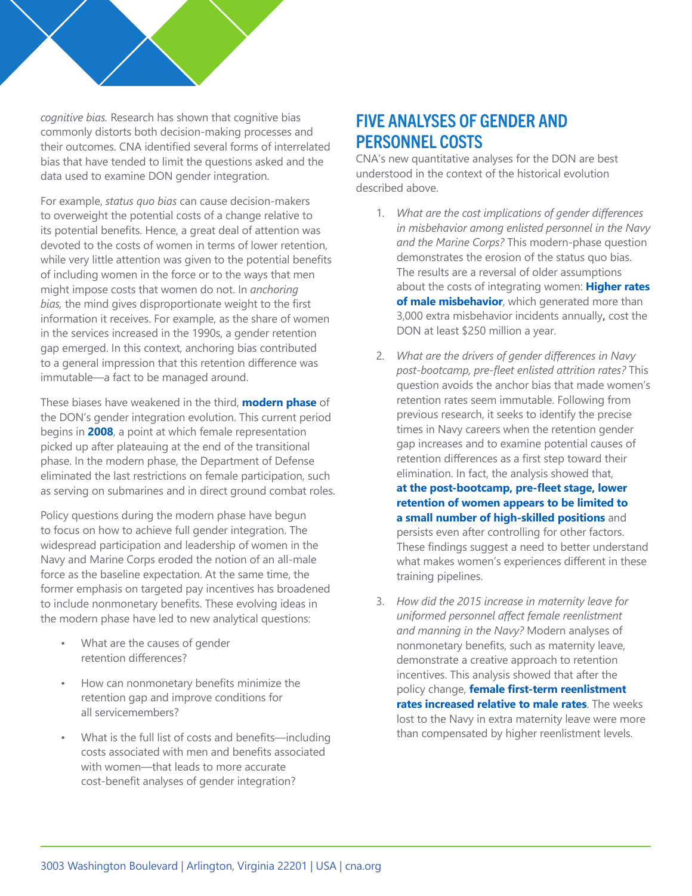*cognitive bias.* Research has shown that cognitive bias commonly distorts both decision-making processes and their outcomes. CNA identified several forms of interrelated bias that have tended to limit the questions asked and the data used to examine DON gender integration.

For example, *status quo bias* can cause decision-makers to overweight the potential costs of a change relative to its potential benefits. Hence, a great deal of attention was devoted to the costs of women in terms of lower retention, while very little attention was given to the potential benefits of including women in the force or to the ways that men might impose costs that women do not. In *anchoring bias,* the mind gives disproportionate weight to the first information it receives. For example, as the share of women in the services increased in the 1990s, a gender retention gap emerged. In this context, anchoring bias contributed to a general impression that this retention difference was immutable—a fact to be managed around.

These biases have weakened in the third, **modern phase** of the DON's gender integration evolution. This current period begins in **2008**, a point at which female representation picked up after plateauing at the end of the transitional phase. In the modern phase, the Department of Defense eliminated the last restrictions on female participation, such as serving on submarines and in direct ground combat roles.

Policy questions during the modern phase have begun to focus on how to achieve full gender integration. The widespread participation and leadership of women in the Navy and Marine Corps eroded the notion of an all-male force as the baseline expectation. At the same time, the former emphasis on targeted pay incentives has broadened to include nonmonetary benefits. These evolving ideas in the modern phase have led to new analytical questions:

- What are the causes of gender retention differences?
- How can nonmonetary benefits minimize the retention gap and improve conditions for all servicemembers?
- What is the full list of costs and benefits—including costs associated with men and benefits associated with women—that leads to more accurate cost-benefit analyses of gender integration?

## FIVE ANALYSES OF GENDER AND PERSONNEL COSTS

CNA's new quantitative analyses for the DON are best understood in the context of the historical evolution described above.

1. *What are the cost implications of gender differences in misbehavior among enlisted personnel in the Navy and the Marine Corps?* This modern-phase question demonstrates the erosion of the status quo bias. The results are a reversal of older assumptions about the costs of integrating women: **Higher rates of male misbehavior**, which generated more than 3,000 extra misbehavior incidents annually**,** cost the DON at least $250 million a year.

2. *What are the drivers of gender differences in Navy post-bootcamp, pre-fleet enlisted attrition rates?* This question avoids the anchor bias that made women's retention rates seem immutable. Following from previous research, it seeks to identify the precise times in Navy careers when the retention gender gap increases and to examine potential causes of retention differences as a first step toward their elimination. In fact, the analysis showed that, **at the post-bootcamp, pre-fleet stage, lower retention of women appears to be limited to a small number of high-skilled positions** and persists even after controlling for other factors. These findings suggest a need to better understand what makes women's experiences different in these training pipelines.

3. *How did the 2015 increase in maternity leave for uniformed personnel affect female reenlistment and manning in the Navy?* Modern analyses of nonmonetary benefits, such as maternity leave, demonstrate a creative approach to retention incentives. This analysis showed that after the policy change, **female first-term reenlistment rates increased relative to male rates**. The weeks lost to the Navy in extra maternity leave were more than compensated by higher reenlistment levels.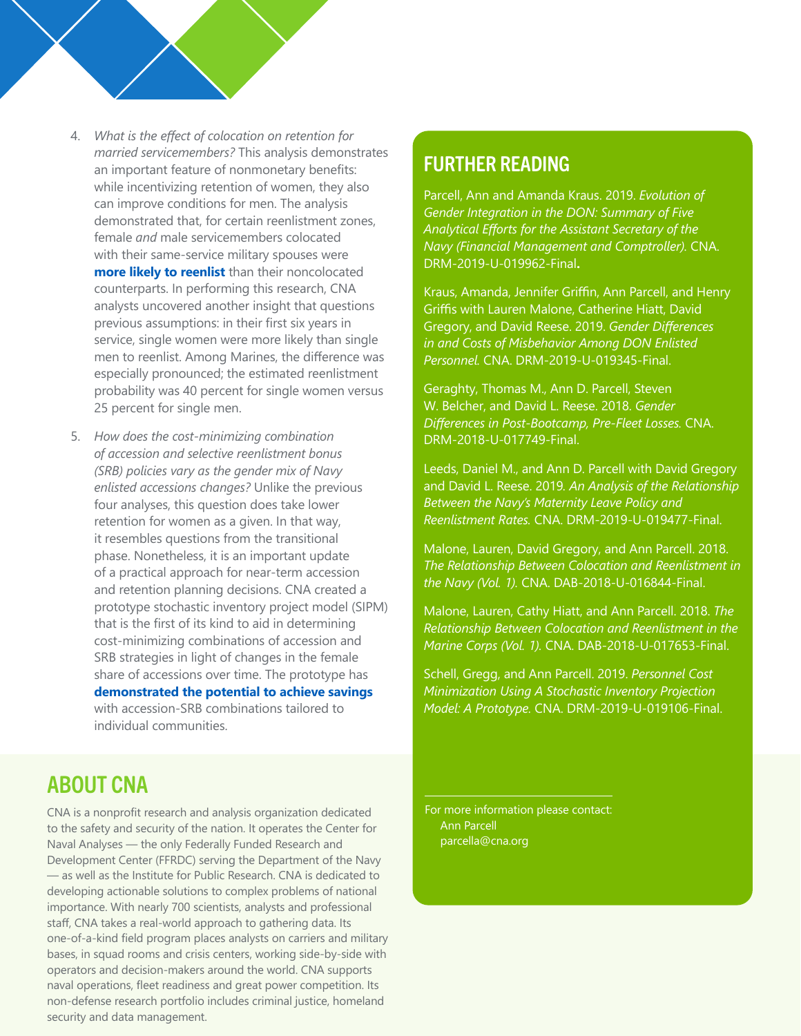4. *What is the effect of colocation on retention for married servicemembers?* This analysis demonstrates an important feature of nonmonetary benefits: while incentivizing retention of women, they also can improve conditions for men. The analysis demonstrated that, for certain reenlistment zones, female *and* male servicemembers colocated with their same-service military spouses were **more likely to reenlist** than their noncolocated counterparts. In performing this research, CNA analysts uncovered another insight that questions previous assumptions: in their first six years in service, single women were more likely than single men to reenlist. Among Marines, the difference was especially pronounced; the estimated reenlistment probability was 40 percent for single women versus 25 percent for single men.

5. *How does the cost-minimizing combination of accession and selective reenlistment bonus (SRB) policies vary as the gender mix of Navy enlisted accessions changes?* Unlike the previous four analyses, this question does take lower retention for women as a given. In that way, it resembles questions from the transitional phase. Nonetheless, it is an important update of a practical approach for near-term accession and retention planning decisions. CNA created a prototype stochastic inventory project model (SIPM) that is the first of its kind to aid in determining cost-minimizing combinations of accession and SRB strategies in light of changes in the female share of accessions over time. The prototype has **demonstrated the potential to achieve savings** with accession-SRB combinations tailored to individual communities.

## FURTHER READING

Parcell, Ann and Amanda Kraus. 2019. *Evolution of Gender Integration in the DON: Summary of Five Analytical Efforts for the Assistant Secretary of the Navy (Financial Management and Comptroller).* CNA. DRM-2019-U-019962-Final.

Kraus, Amanda, Jennifer Griffin, Ann Parcell, and Henry Griffis with Lauren Malone, Catherine Hiatt, David Gregory, and David Reese. 2019. *Gender Differences in and Costs of Misbehavior Among DON Enlisted Personnel.* CNA. DRM-2019-U-019345-Final.

Geraghty, Thomas M., Ann D. Parcell, Steven W. Belcher, and David L. Reese. 2018. *Gender Differences in Post-Bootcamp, Pre-Fleet Losses.* CNA. DRM-2018-U-017749-Final.

Leeds, Daniel M., and Ann D. Parcell with David Gregory and David L. Reese. 2019. *An Analysis of the Relationship Between the Navy's Maternity Leave Policy and Reenlistment Rates.* CNA. DRM-2019-U-019477-Final.

Malone, Lauren, David Gregory, and Ann Parcell. 2018. *The Relationship Between Colocation and Reenlistment in the Navy (Vol. 1).* CNA. DAB-2018-U-016844-Final.

Malone, Lauren, Cathy Hiatt, and Ann Parcell. 2018. *The Relationship Between Colocation and Reenlistment in the Marine Corps (Vol. 1).* CNA. DAB-2018-U-017653-Final.

Schell, Gregg, and Ann Parcell. 2019. *Personnel Cost Minimization Using A Stochastic Inventory Projection Model: A Prototype.* CNA. DRM-2019-U-019106-Final.

## ABOUT CNA

CNA is a nonprofit research and analysis organization dedicated to the safety and security of the nation. It operates the Center for Naval Analyses — the only Federally Funded Research and Development Center (FFRDC) serving the Department of the Navy — as well as the Institute for Public Research. CNA is dedicated to developing actionable solutions to complex problems of national importance. With nearly 700 scientists, analysts and professional staff, CNA takes a real-world approach to gathering data. Its one-of-a-kind field program places analysts on carriers and military bases, in squad rooms and crisis centers, working side-by-side with operators and decision-makers around the world. CNA supports naval operations, fleet readiness and great power competition. Its non-defense research portfolio includes criminal justice, homeland security and data management.

For more information please contact:
Ann Parcell
parcella@cna.org